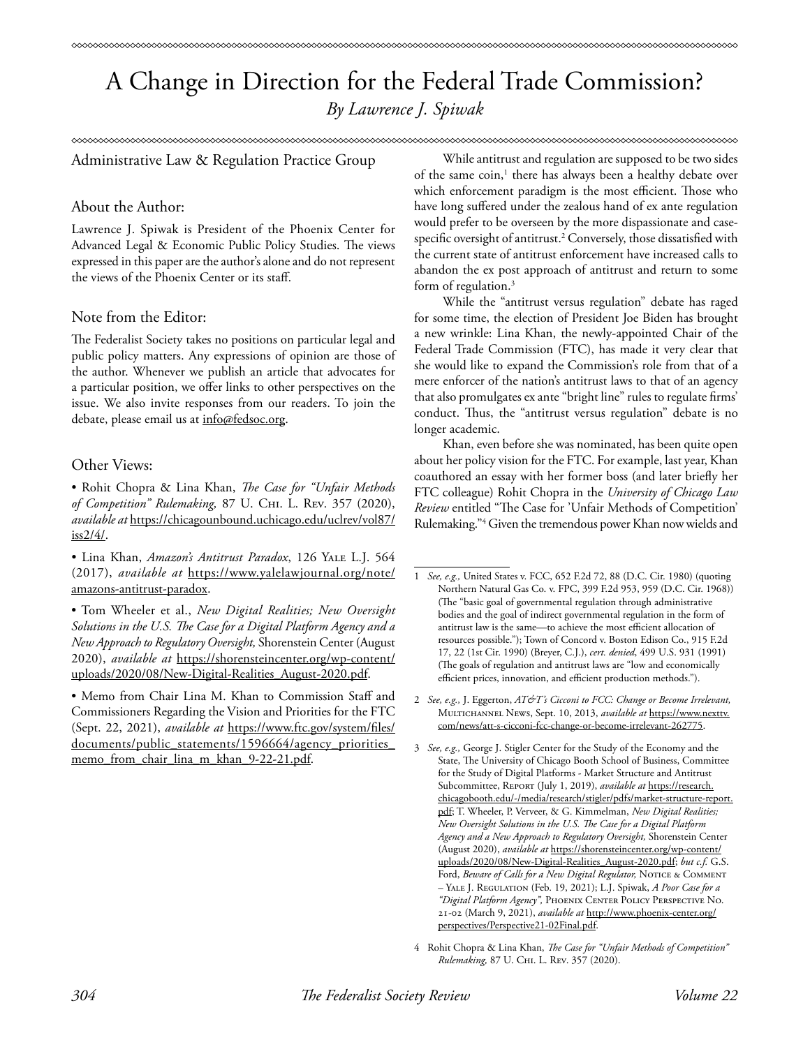# A Change in Direction for the Federal Trade Commission?

*By Lawrence J. Spiwak*

Administrative Law & Regulation Practice Group

## About the Author:

Lawrence J. Spiwak is President of the Phoenix Center for Advanced Legal & Economic Public Policy Studies. The views expressed in this paper are the author's alone and do not represent the views of the Phoenix Center or its staff.

## Note from the Editor:

The Federalist Society takes no positions on particular legal and public policy matters. Any expressions of opinion are those of the author. Whenever we publish an article that advocates for a particular position, we offer links to other perspectives on the issue. We also invite responses from our readers. To join the debate, please email us at info@fedsoc.org.

## Other Views:

- Rohit Chopra & Lina Khan, *The Case for "Unfair Methods of Competition" Rulemaking,* 87 U. Chi. L. Rev. 357 (2020), *available at* https://chicagounbound.uchicago.edu/uclrev/vol87/iss2/4/.
- Lina Khan, *Amazon's Antitrust Paradox*, 126 Yale L.J. 564 (2017), *available at* https://www.yalelawjournal.org/note/amazons-antitrust-paradox.
- Tom Wheeler et al., *New Digital Realities; New Oversight Solutions in the U.S. The Case for a Digital Platform Agency and a New Approach to Regulatory Oversight,* Shorenstein Center (August 2020), *available at* https://shorensteincenter.org/wp-content/uploads/2020/08/New-Digital-Realities_August-2020.pdf.
- Memo from Chair Lina M. Khan to Commission Staff and Commissioners Regarding the Vision and Priorities for the FTC (Sept. 22, 2021), *available at* https://www.ftc.gov/system/files/documents/public_statements/1596664/agency_priorities_memo_from_chair_lina_m_khan_9-22-21.pdf.

While antitrust and regulation are supposed to be two sides of the same coin,[1] there has always been a healthy debate over which enforcement paradigm is the most efficient. Those who have long suffered under the zealous hand of ex ante regulation would prefer to be overseen by the more dispassionate and case-specific oversight of antitrust.[2] Conversely, those dissatisfied with the current state of antitrust enforcement have increased calls to abandon the ex post approach of antitrust and return to some form of regulation.[3]

While the "antitrust versus regulation" debate has raged for some time, the election of President Joe Biden has brought a new wrinkle: Lina Khan, the newly-appointed Chair of the Federal Trade Commission (FTC), has made it very clear that she would like to expand the Commission's role from that of a mere enforcer of the nation's antitrust laws to that of an agency that also promulgates ex ante "bright line" rules to regulate firms' conduct. Thus, the "antitrust versus regulation" debate is no longer academic.

Khan, even before she was nominated, has been quite open about her policy vision for the FTC. For example, last year, Khan coauthored an essay with her former boss (and later briefly her FTC colleague) Rohit Chopra in the *University of Chicago Law Review* entitled "The Case for 'Unfair Methods of Competition' Rulemaking."[4] Given the tremendous power Khan now wields and

---

1 *See, e.g.,* United States v. FCC, 652 F.2d 72, 88 (D.C. Cir. 1980) (quoting Northern Natural Gas Co. v. FPC, 399 F.2d 953, 959 (D.C. Cir. 1968)) (The "basic goal of governmental regulation through administrative bodies and the goal of indirect governmental regulation in the form of antitrust law is the same—to achieve the most efficient allocation of resources possible."); Town of Concord v. Boston Edison Co., 915 F.2d 17, 22 (1st Cir. 1990) (Breyer, C.J.), *cert. denied*, 499 U.S. 931 (1991) (The goals of regulation and antitrust laws are "low and economically efficient prices, innovation, and efficient production methods.").

2 *See, e.g.,* J. Eggerton, *AT&T's Cicconi to FCC: Change or Become Irrelevant,* Multichannel News, Sept. 10, 2013, *available at* https://www.nexttv.com/news/att-s-cicconi-fcc-change-or-become-irrelevant-262775.

3 *See, e.g.,* George J. Stigler Center for the Study of the Economy and the State, The University of Chicago Booth School of Business, Committee for the Study of Digital Platforms - Market Structure and Antitrust Subcommittee, Report (July 1, 2019), *available at* https://research.chicagobooth.edu/-/media/research/stigler/pdfs/market-structure-report.pdf; T. Wheeler, P. Verveer, & G. Kimmelman, *New Digital Realities; New Oversight Solutions in the U.S. The Case for a Digital Platform Agency and a New Approach to Regulatory Oversight,* Shorenstein Center (August 2020), *available at* https://shorensteincenter.org/wp-content/uploads/2020/08/New-Digital-Realities_August-2020.pdf; *but c.f.* G.S. Ford, *Beware of Calls for a New Digital Regulator,* Notice & Comment – Yale J. Regulation (Feb. 19, 2021); L.J. Spiwak, *A Poor Case for a "Digital Platform Agency",* Phoenix Center Policy Perspective No. 21-02 (March 9, 2021), *available at* http://www.phoenix-center.org/perspectives/Perspective21-02Final.pdf.

4 Rohit Chopra & Lina Khan, *The Case for "Unfair Methods of Competition" Rulemaking,* 87 U. Chi. L. Rev. 357 (2020).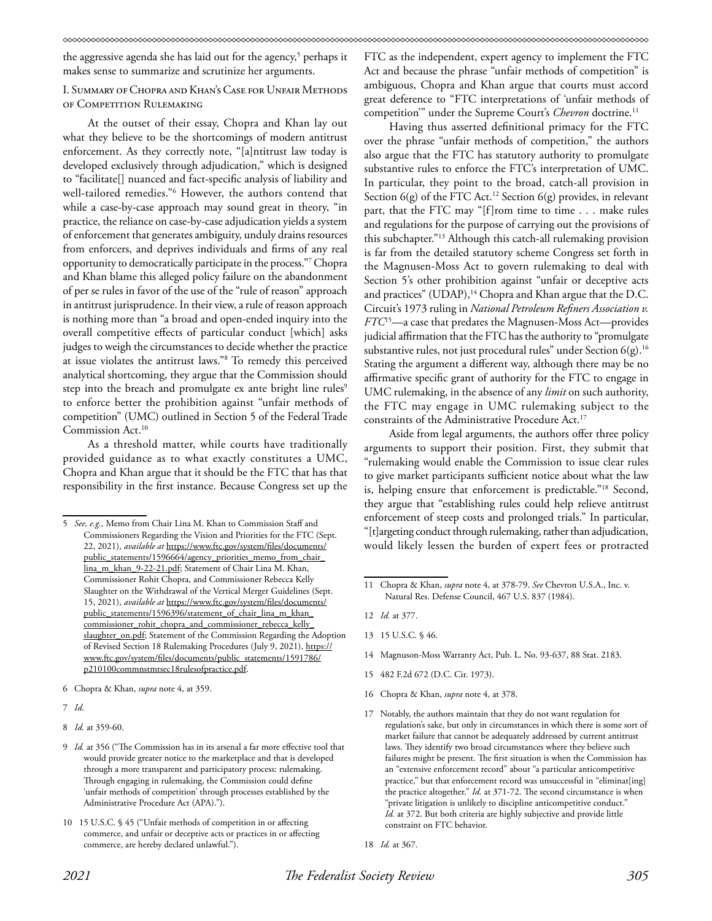the aggressive agenda she has laid out for the agency,[5] perhaps it makes sense to summarize and scrutinize her arguments.

## I. Summary of Chopra and Khan's Case for Unfair Methods of Competition Rulemaking

At the outset of their essay, Chopra and Khan lay out what they believe to be the shortcomings of modern antitrust enforcement. As they correctly note, "[a]ntitrust law today is developed exclusively through adjudication," which is designed to "facilitate[] nuanced and fact-specific analysis of liability and well-tailored remedies."[6] However, the authors contend that while a case-by-case approach may sound great in theory, "in practice, the reliance on case-by-case adjudication yields a system of enforcement that generates ambiguity, unduly drains resources from enforcers, and deprives individuals and firms of any real opportunity to democratically participate in the process."[7] Chopra and Khan blame this alleged policy failure on the abandonment of per se rules in favor of the use of the "rule of reason" approach in antitrust jurisprudence. In their view, a rule of reason approach is nothing more than "a broad and open-ended inquiry into the overall competitive effects of particular conduct [which] asks judges to weigh the circumstances to decide whether the practice at issue violates the antitrust laws."[8] To remedy this perceived analytical shortcoming, they argue that the Commission should step into the breach and promulgate ex ante bright line rules[9] to enforce better the prohibition against "unfair methods of competition" (UMC) outlined in Section 5 of the Federal Trade Commission Act.[10]

As a threshold matter, while courts have traditionally provided guidance as to what exactly constitutes a UMC, Chopra and Khan argue that it should be the FTC that has that responsibility in the first instance. Because Congress set up the FTC as the independent, expert agency to implement the FTC Act and because the phrase "unfair methods of competition" is ambiguous, Chopra and Khan argue that courts must accord great deference to "FTC interpretations of 'unfair methods of competition'" under the Supreme Court's *Chevron* doctrine.[11]

Having thus asserted definitional primacy for the FTC over the phrase "unfair methods of competition," the authors also argue that the FTC has statutory authority to promulgate substantive rules to enforce the FTC's interpretation of UMC. In particular, they point to the broad, catch-all provision in Section 6(g) of the FTC Act.[12] Section 6(g) provides, in relevant part, that the FTC may "[f]rom time to time . . . make rules and regulations for the purpose of carrying out the provisions of this subchapter."[13] Although this catch-all rulemaking provision is far from the detailed statutory scheme Congress set forth in the Magnusen-Moss Act to govern rulemaking to deal with Section 5's other prohibition against "unfair or deceptive acts and practices" (UDAP),[14] Chopra and Khan argue that the D.C. Circuit's 1973 ruling in *National Petroleum Refiners Association v. FTC*[15]—a case that predates the Magnusen-Moss Act—provides judicial affirmation that the FTC has the authority to "promulgate substantive rules, not just procedural rules" under Section 6(g).[16] Stating the argument a different way, although there may be no affirmative specific grant of authority for the FTC to engage in UMC rulemaking, in the absence of any *limit* on such authority, the FTC may engage in UMC rulemaking subject to the constraints of the Administrative Procedure Act.[17]

Aside from legal arguments, the authors offer three policy arguments to support their position. First, they submit that "rulemaking would enable the Commission to issue clear rules to give market participants sufficient notice about what the law is, helping ensure that enforcement is predictable."[18] Second, they argue that "establishing rules could help relieve antitrust enforcement of steep costs and prolonged trials." In particular, "[t]argeting conduct through rulemaking, rather than adjudication, would likely lessen the burden of expert fees or protracted

---

5 *See, e.g.*, Memo from Chair Lina M. Khan to Commission Staff and Commissioners Regarding the Vision and Priorities for the FTC (Sept. 22, 2021), *available at* https://www.ftc.gov/system/files/documents/public_statements/1596664/agency_priorities_memo_from_chair_lina_m_khan_9-22-21.pdf; Statement of Chair Lina M. Khan, Commissioner Rohit Chopra, and Commissioner Rebecca Kelly Slaughter on the Withdrawal of the Vertical Merger Guidelines (Sept. 15, 2021), *available at* https://www.ftc.gov/system/files/documents/public_statements/1596396/statement_of_chair_lina_m_khan_commissioner_rohit_chopra_and_commissioner_rebecca_kelly_slaughter_on.pdf; Statement of the Commission Regarding the Adoption of Revised Section 18 Rulemaking Procedures (July 9, 2021), https://www.ftc.gov/system/files/documents/public_statements/1591786/p210100commnstmtsec18rulesofpractice.pdf.

6 Chopra & Khan, *supra* note 4, at 359.

7 *Id*.

8 *Id.* at 359-60.

9 *Id.* at 356 ("The Commission has in its arsenal a far more effective tool that would provide greater notice to the marketplace and that is developed through a more transparent and participatory process: rulemaking. Through engaging in rulemaking, the Commission could define 'unfair methods of competition' through processes established by the Administrative Procedure Act (APA).").

10 15 U.S.C. § 45 ("Unfair methods of competition in or affecting commerce, and unfair or deceptive acts or practices in or affecting commerce, are hereby declared unlawful.").

11 Chopra & Khan, *supra* note 4, at 378-79. *See* Chevron U.S.A., Inc. v. Natural Res. Defense Council, 467 U.S. 837 (1984).

12 *Id.* at 377.

13 15 U.S.C. § 46.

14 Magnuson-Moss Warranty Act, Pub. L. No. 93-637, 88 Stat. 2183.

15 482 F.2d 672 (D.C. Cir. 1973).

16 Chopra & Khan, *supra* note 4, at 378.

17 Notably, the authors maintain that they do not want regulation for regulation's sake, but only in circumstances in which there is some sort of market failure that cannot be adequately addressed by current antitrust laws. They identify two broad circumstances where they believe such failures might be present. The first situation is when the Commission has an "extensive enforcement record" about "a particular anticompetitive practice," but that enforcement record was unsuccessful in "eliminat[ing] the practice altogether." *Id.* at 371-72. The second circumstance is when "private litigation is unlikely to discipline anticompetitive conduct." *Id.* at 372. But both criteria are highly subjective and provide little constraint on FTC behavior.

18 *Id.* at 367.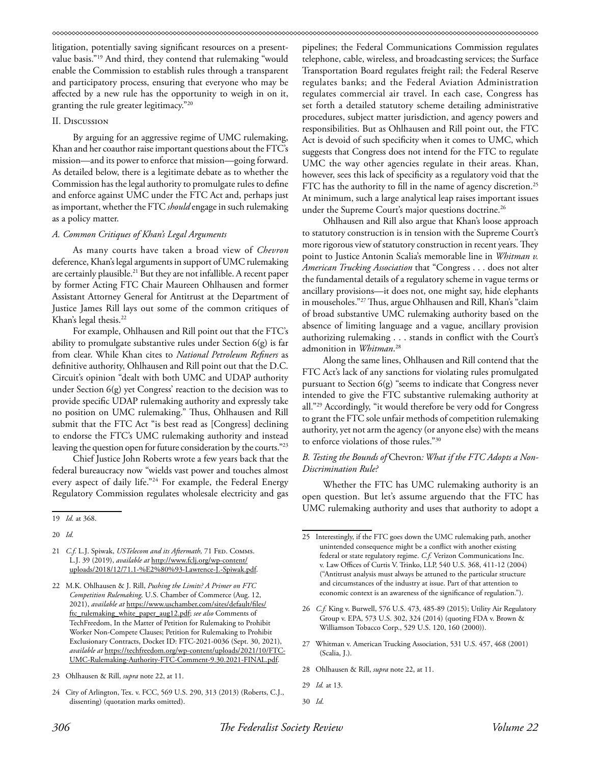litigation, potentially saving significant resources on a present-value basis."[19] And third, they contend that rulemaking "would enable the Commission to establish rules through a transparent and participatory process, ensuring that everyone who may be affected by a new rule has the opportunity to weigh in on it, granting the rule greater legitimacy."[20]

## II. Discussion

By arguing for an aggressive regime of UMC rulemaking, Khan and her coauthor raise important questions about the FTC's mission—and its power to enforce that mission—going forward. As detailed below, there is a legitimate debate as to whether the Commission has the legal authority to promulgate rules to define and enforce against UMC under the FTC Act and, perhaps just as important, whether the FTC *should* engage in such rulemaking as a policy matter.

### *A. Common Critiques of Khan's Legal Arguments*

As many courts have taken a broad view of *Chevron* deference, Khan's legal arguments in support of UMC rulemaking are certainly plausible.[21] But they are not infallible. A recent paper by former Acting FTC Chair Maureen Ohlhausen and former Assistant Attorney General for Antitrust at the Department of Justice James Rill lays out some of the common critiques of Khan's legal thesis.[22]

For example, Ohlhausen and Rill point out that the FTC's ability to promulgate substantive rules under Section 6(g) is far from clear. While Khan cites to *National Petroleum Refiners* as definitive authority, Ohlhausen and Rill point out that the D.C. Circuit's opinion "dealt with both UMC and UDAP authority under Section 6(g) yet Congress' reaction to the decision was to provide specific UDAP rulemaking authority and expressly take no position on UMC rulemaking." Thus, Ohlhausen and Rill submit that the FTC Act "is best read as [Congress] declining to endorse the FTC's UMC rulemaking authority and instead leaving the question open for future consideration by the courts."[23]

Chief Justice John Roberts wrote a few years back that the federal bureaucracy now "wields vast power and touches almost every aspect of daily life."[24] For example, the Federal Energy Regulatory Commission regulates wholesale electricity and gas pipelines; the Federal Communications Commission regulates telephone, cable, wireless, and broadcasting services; the Surface Transportation Board regulates freight rail; the Federal Reserve regulates banks; and the Federal Aviation Administration regulates commercial air travel. In each case, Congress has set forth a detailed statutory scheme detailing administrative procedures, subject matter jurisdiction, and agency powers and responsibilities. But as Ohlhausen and Rill point out, the FTC Act is devoid of such specificity when it comes to UMC, which suggests that Congress does not intend for the FTC to regulate UMC the way other agencies regulate in their areas. Khan, however, sees this lack of specificity as a regulatory void that the FTC has the authority to fill in the name of agency discretion.[25] At minimum, such a large analytical leap raises important issues under the Supreme Court's major questions doctrine.[26]

Ohlhausen and Rill also argue that Khan's loose approach to statutory construction is in tension with the Supreme Court's more rigorous view of statutory construction in recent years. They point to Justice Antonin Scalia's memorable line in *Whitman v. American Trucking Association* that "Congress . . . does not alter the fundamental details of a regulatory scheme in vague terms or ancillary provisions—it does not, one might say, hide elephants in mouseholes."[27] Thus, argue Ohlhausen and Rill, Khan's "claim of broad substantive UMC rulemaking authority based on the absence of limiting language and a vague, ancillary provision authorizing rulemaking . . . stands in conflict with the Court's admonition in *Whitman*.[28]

Along the same lines, Ohlhausen and Rill contend that the FTC Act's lack of any sanctions for violating rules promulgated pursuant to Section 6(g) "seems to indicate that Congress never intended to give the FTC substantive rulemaking authority at all."[29] Accordingly, "it would therefore be very odd for Congress to grant the FTC sole unfair methods of competition rulemaking authority, yet not arm the agency (or anyone else) with the means to enforce violations of those rules."[30]

### *B. Testing the Bounds of* Chevron*: What if the FTC Adopts a Non-Discrimination Rule?*

Whether the FTC has UMC rulemaking authority is an open question. But let's assume arguendo that the FTC has UMC rulemaking authority and uses that authority to adopt a

---

19 *Id.* at 368.

20 *Id.*

21 *C.f.* L.J. Spiwak, *USTelecom and its Aftermath,* 71 Fed. Comms. L.J. 39 (2019), *available at* http://www.fclj.org/wp-content/uploads/2018/12/71.1-%E2%80%93-Lawrence-J.-Spiwak.pdf.

22 M.K. Ohlhausen & J. Rill, *Pushing the Limits? A Primer on FTC Competition Rulemaking,* U.S. Chamber of Commerce (Aug. 12, 2021), *available at* https://www.uschamber.com/sites/default/files/ftc_rulemaking_white_paper_aug12.pdf; *see also* Comments of TechFreedom, In the Matter of Petition for Rulemaking to Prohibit Worker Non-Compete Clauses; Petition for Rulemaking to Prohibit Exclusionary Contracts, Docket ID: FTC-2021-0036 (Sept. 30, 2021), *available at* https://techfreedom.org/wp-content/uploads/2021/10/FTC-UMC-Rulemaking-Authority-FTC-Comment-9.30.2021-FINAL.pdf.

23 Ohlhausen & Rill, *supra* note 22, at 11.

24 City of Arlington, Tex. v. FCC, 569 U.S. 290, 313 (2013) (Roberts, C.J., dissenting) (quotation marks omitted).

25 Interestingly, if the FTC goes down the UMC rulemaking path, another unintended consequence might be a conflict with another existing federal or state regulatory regime. *C.f.* Verizon Communications Inc. v. Law Offices of Curtis V. Trinko, LLP, 540 U.S. 368, 411-12 (2004) ("Antitrust analysis must always be attuned to the particular structure and circumstances of the industry at issue. Part of that attention to economic context is an awareness of the significance of regulation.").

26 *C.f.* King v. Burwell, 576 U.S. 473, 485-89 (2015); Utility Air Regulatory Group v. EPA, 573 U.S. 302, 324 (2014) (quoting FDA v. Brown & Williamson Tobacco Corp., 529 U.S. 120, 160 (2000)).

27 Whitman v. American Trucking Association, 531 U.S. 457, 468 (2001) (Scalia, J.).

28 Ohlhausen & Rill, *supra* note 22, at 11.

29 *Id.* at 13.

30 *Id*.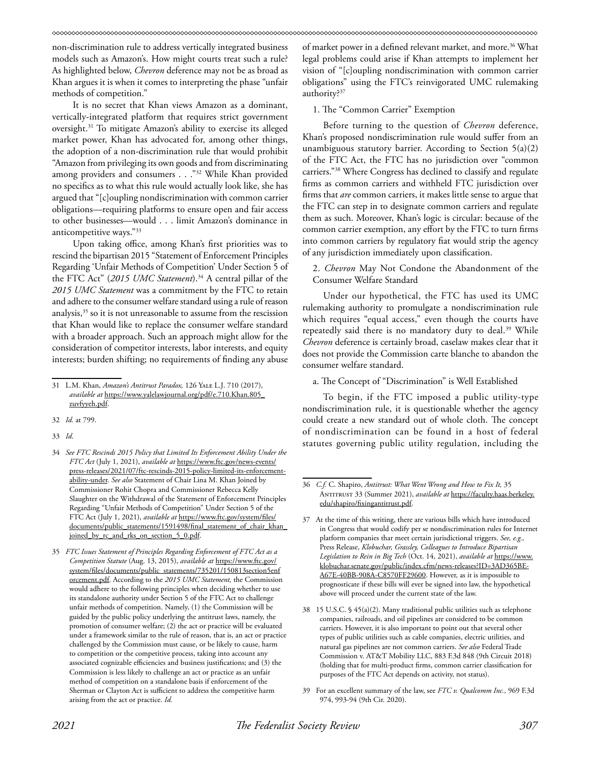non-discrimination rule to address vertically integrated business models such as Amazon's. How might courts treat such a rule? As highlighted below, *Chevron* deference may not be as broad as Khan argues it is when it comes to interpreting the phase "unfair methods of competition."

It is no secret that Khan views Amazon as a dominant, vertically-integrated platform that requires strict government oversight.[31] To mitigate Amazon's ability to exercise its alleged market power, Khan has advocated for, among other things, the adoption of a non-discrimination rule that would prohibit "Amazon from privileging its own goods and from discriminating among providers and consumers . . ."[32] While Khan provided no specifics as to what this rule would actually look like, she has argued that "[c]oupling nondiscrimination with common carrier obligations—requiring platforms to ensure open and fair access to other businesses—would . . . limit Amazon's dominance in anticompetitive ways."[33]

Upon taking office, among Khan's first priorities was to rescind the bipartisan 2015 "Statement of Enforcement Principles Regarding 'Unfair Methods of Competition' Under Section 5 of the FTC Act" (*2015 UMC Statement*).[34] A central pillar of the *2015 UMC Statement* was a commitment by the FTC to retain and adhere to the consumer welfare standard using a rule of reason analysis,[35] so it is not unreasonable to assume from the rescission that Khan would like to replace the consumer welfare standard with a broader approach. Such an approach might allow for the consideration of competitor interests, labor interests, and equity interests; burden shifting; no requirements of finding any abuse of market power in a defined relevant market, and more.[36] What legal problems could arise if Khan attempts to implement her vision of "[c]oupling nondiscrimination with common carrier obligations" using the FTC's reinvigorated UMC rulemaking authority?[37]

### 1. The "Common Carrier" Exemption

Before turning to the question of *Chevron* deference, Khan's proposed nondiscrimination rule would suffer from an unambiguous statutory barrier. According to Section 5(a)(2) of the FTC Act, the FTC has no jurisdiction over "common carriers."[38] Where Congress has declined to classify and regulate firms as common carriers and withheld FTC jurisdiction over firms that *are* common carriers, it makes little sense to argue that the FTC can step in to designate common carriers and regulate them as such. Moreover, Khan's logic is circular: because of the common carrier exemption, any effort by the FTC to turn firms into common carriers by regulatory fiat would strip the agency of any jurisdiction immediately upon classification.

### 2. *Chevron* May Not Condone the Abandonment of the Consumer Welfare Standard

Under our hypothetical, the FTC has used its UMC rulemaking authority to promulgate a nondiscrimination rule which requires "equal access," even though the courts have repeatedly said there is no mandatory duty to deal.[39] While *Chevron* deference is certainly broad, caselaw makes clear that it does not provide the Commission carte blanche to abandon the consumer welfare standard.

#### a. The Concept of "Discrimination" is Well Established

To begin, if the FTC imposed a public utility-type nondiscrimination rule, it is questionable whether the agency could create a new standard out of whole cloth. The concept of nondiscrimination can be found in a host of federal statutes governing public utility regulation, including the

---

31 L.M. Khan, *Amazon's Antitrust Paradox,* 126 Yale L.J. 710 (2017), *available at* https://www.yalelawjournal.org/pdf/e.710.Khan.805_zuvfyyeh.pdf.

32 *Id.* at 799.

33 *Id*.

34 *See FTC Rescinds 2015 Policy that Limited Its Enforcement Ability Under the FTC Act* (July 1, 2021), *available at* https://www.ftc.gov/news-events/press-releases/2021/07/ftc-rescinds-2015-policy-limited-its-enforcement-ability-under. *See also* Statement of Chair Lina M. Khan Joined by Commissioner Rohit Chopra and Commissioner Rebecca Kelly Slaughter on the Withdrawal of the Statement of Enforcement Principles Regarding "Unfair Methods of Competition" Under Section 5 of the FTC Act (July 1, 2021), *available at* https://www.ftc.gov/system/files/documents/public_statements/1591498/final_statement_of_chair_khan_joined_by_rc_and_rks_on_section_5_0.pdf.

35 *FTC Issues Statement of Principles Regarding Enforcement of FTC Act as a Competition Statute* (Aug. 13, 2015), *available at* https://www.ftc.gov/system/files/documents/public_statements/735201/150813section5enforcement.pdf. According to the *2015 UMC Statement,* the Commission would adhere to the following principles when deciding whether to use its standalone authority under Section 5 of the FTC Act to challenge unfair methods of competition. Namely, (1) the Commission will be guided by the public policy underlying the antitrust laws, namely, the promotion of consumer welfare; (2) the act or practice will be evaluated under a framework similar to the rule of reason, that is, an act or practice challenged by the Commission must cause, or be likely to cause, harm to competition or the competitive process, taking into account any associated cognizable efficiencies and business justifications; and (3) the Commission is less likely to challenge an act or practice as an unfair method of competition on a standalone basis if enforcement of the Sherman or Clayton Act is sufficient to address the competitive harm arising from the act or practice. *Id.*

36 *C.f.* C. Shapiro, *Antitrust: What Went Wrong and How to Fix It,* 35 Antitrust 33 (Summer 2021), *available at* https://faculty.haas.berkeley.edu/shapiro/fixingantitrust.pdf.

37 At the time of this writing, there are various bills which have introduced in Congress that would codify per se nondiscrimination rules for Internet platform companies thar meet certain jurisdictional triggers. *See, e.g.,* Press Release, *Klobuchar, Grassley, Colleagues to Introduce Bipartisan Legislation to Rein in Big Tech* (Oct. 14, 2021), *available at* https://www.klobuchar.senate.gov/public/index.cfm/news-releases?ID=3AD365BE-A67E-40BB-908A-C8570FF29600. However, as it is impossible to prognosticate if these bills will ever be signed into law, the hypothetical above will proceed under the current state of the law.

38 15 U.S.C. § 45(a)(2). Many traditional public utilities such as telephone companies, railroads, and oil pipelines are considered to be common carriers. However, it is also important to point out that several other types of public utilities such as cable companies, electric utilities, and natural gas pipelines are not common carriers. *See also* Federal Trade Commission v. AT&T Mobility LLC, 883 F.3d 848 (9th Circuit 2018) (holding that for multi-product firms, common carrier classification for purposes of the FTC Act depends on activity, not status).

39 For an excellent summary of the law, see *FTC v. Qualcomm Inc.,* 969 F.3d 974, 993-94 (9th Cir. 2020).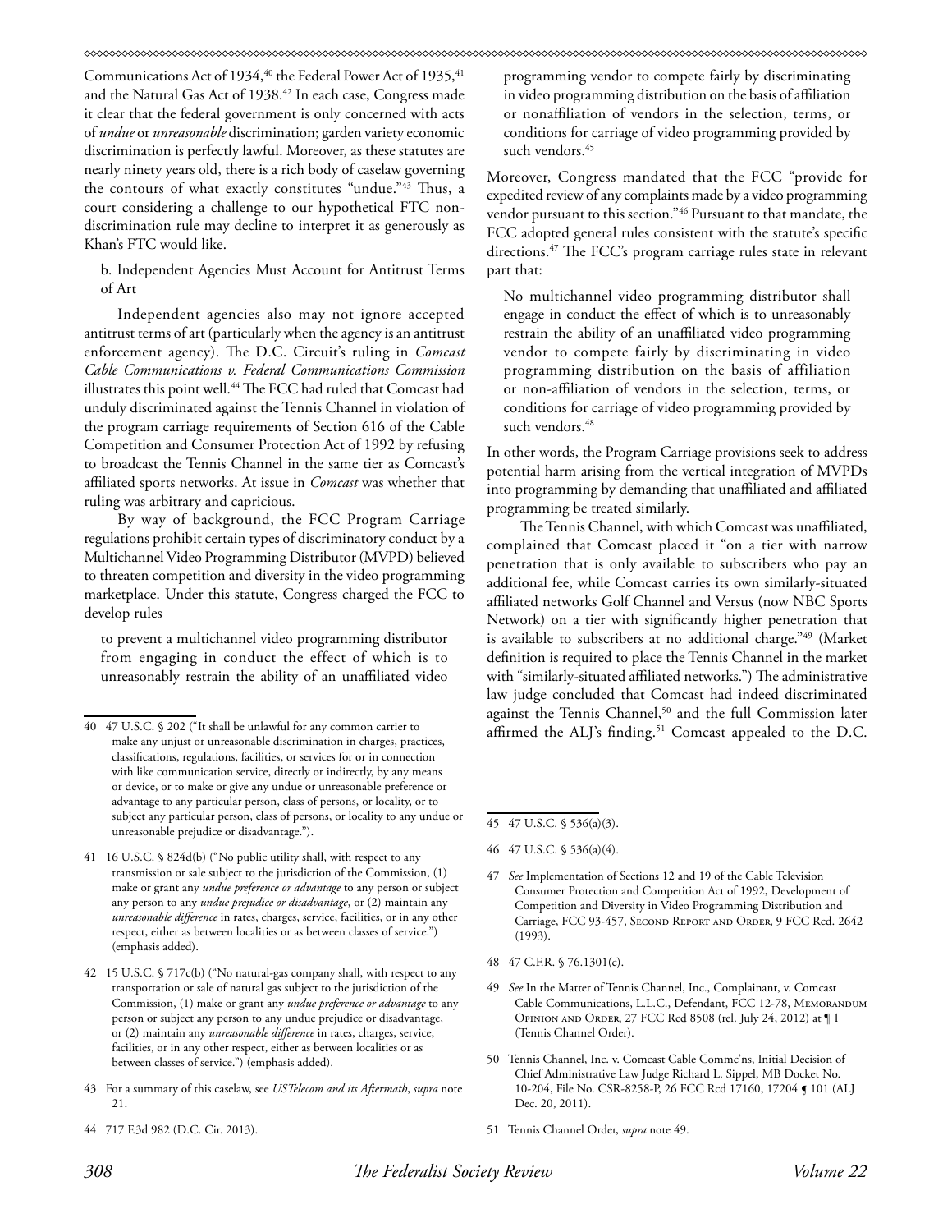Communications Act of 1934,[40] the Federal Power Act of 1935,[41] and the Natural Gas Act of 1938.[42] In each case, Congress made it clear that the federal government is only concerned with acts of *undue* or *unreasonable* discrimination; garden variety economic discrimination is perfectly lawful. Moreover, as these statutes are nearly ninety years old, there is a rich body of caselaw governing the contours of what exactly constitutes "undue."[43] Thus, a court considering a challenge to our hypothetical FTC non-discrimination rule may decline to interpret it as generously as Khan's FTC would like.

b. Independent Agencies Must Account for Antitrust Terms of Art

Independent agencies also may not ignore accepted antitrust terms of art (particularly when the agency is an antitrust enforcement agency). The D.C. Circuit's ruling in *Comcast Cable Communications v. Federal Communications Commission* illustrates this point well.[44] The FCC had ruled that Comcast had unduly discriminated against the Tennis Channel in violation of the program carriage requirements of Section 616 of the Cable Competition and Consumer Protection Act of 1992 by refusing to broadcast the Tennis Channel in the same tier as Comcast's affiliated sports networks. At issue in *Comcast* was whether that ruling was arbitrary and capricious.

By way of background, the FCC Program Carriage regulations prohibit certain types of discriminatory conduct by a Multichannel Video Programming Distributor (MVPD) believed to threaten competition and diversity in the video programming marketplace. Under this statute, Congress charged the FCC to develop rules

> to prevent a multichannel video programming distributor from engaging in conduct the effect of which is to unreasonably restrain the ability of an unaffiliated video programming vendor to compete fairly by discriminating in video programming distribution on the basis of affiliation or nonaffiliation of vendors in the selection, terms, or conditions for carriage of video programming provided by such vendors.[45]

Moreover, Congress mandated that the FCC "provide for expedited review of any complaints made by a video programming vendor pursuant to this section."[46] Pursuant to that mandate, the FCC adopted general rules consistent with the statute's specific directions.[47] The FCC's program carriage rules state in relevant part that:

> No multichannel video programming distributor shall engage in conduct the effect of which is to unreasonably restrain the ability of an unaffiliated video programming vendor to compete fairly by discriminating in video programming distribution on the basis of affiliation or non-affiliation of vendors in the selection, terms, or conditions for carriage of video programming provided by such vendors.[48]

In other words, the Program Carriage provisions seek to address potential harm arising from the vertical integration of MVPDs into programming by demanding that unaffiliated and affiliated programming be treated similarly.

The Tennis Channel, with which Comcast was unaffiliated, complained that Comcast placed it "on a tier with narrow penetration that is only available to subscribers who pay an additional fee, while Comcast carries its own similarly-situated affiliated networks Golf Channel and Versus (now NBC Sports Network) on a tier with significantly higher penetration that is available to subscribers at no additional charge."[49] (Market definition is required to place the Tennis Channel in the market with "similarly-situated affiliated networks.") The administrative law judge concluded that Comcast had indeed discriminated against the Tennis Channel,[50] and the full Commission later affirmed the ALJ's finding.[51] Comcast appealed to the D.C.

---

40 47 U.S.C. § 202 ("It shall be unlawful for any common carrier to make any unjust or unreasonable discrimination in charges, practices, classifications, regulations, facilities, or services for or in connection with like communication service, directly or indirectly, by any means or device, or to make or give any undue or unreasonable preference or advantage to any particular person, class of persons, or locality, or to subject any particular person, class of persons, or locality to any undue or unreasonable prejudice or disadvantage.").

41 16 U.S.C. § 824d(b) ("No public utility shall, with respect to any transmission or sale subject to the jurisdiction of the Commission, (1) make or grant any *undue preference or advantage* to any person or subject any person to any *undue prejudice or disadvantage*, or (2) maintain any *unreasonable difference* in rates, charges, service, facilities, or in any other respect, either as between localities or as between classes of service.") (emphasis added).

42 15 U.S.C. § 717c(b) ("No natural-gas company shall, with respect to any transportation or sale of natural gas subject to the jurisdiction of the Commission, (1) make or grant any *undue preference or advantage* to any person or subject any person to any undue prejudice or disadvantage, or (2) maintain any *unreasonable difference* in rates, charges, service, facilities, or in any other respect, either as between localities or as between classes of service.") (emphasis added).

43 For a summary of this caselaw, see *USTelecom and its Aftermath*, *supra* note 21.

44 717 F.3d 982 (D.C. Cir. 2013).

45 47 U.S.C. § 536(a)(3).

46 47 U.S.C. § 536(a)(4).

47 *See* Implementation of Sections 12 and 19 of the Cable Television Consumer Protection and Competition Act of 1992, Development of Competition and Diversity in Video Programming Distribution and Carriage, FCC 93-457, Second Report and Order, 9 FCC Rcd. 2642 (1993).

48 47 C.F.R. § 76.1301(c).

49 *See* In the Matter of Tennis Channel, Inc., Complainant, v. Comcast Cable Communications, L.L.C., Defendant, FCC 12-78, Memorandum Opinion and Order, 27 FCC Rcd 8508 (rel. July 24, 2012) at ¶ 1 (Tennis Channel Order).

50 Tennis Channel, Inc. v. Comcast Cable Commc'ns, Initial Decision of Chief Administrative Law Judge Richard L. Sippel, MB Docket No. 10-204, File No. CSR-8258-P, 26 FCC Rcd 17160, 17204 ¶ 101 (ALJ Dec. 20, 2011).

51 Tennis Channel Order, *supra* note 49.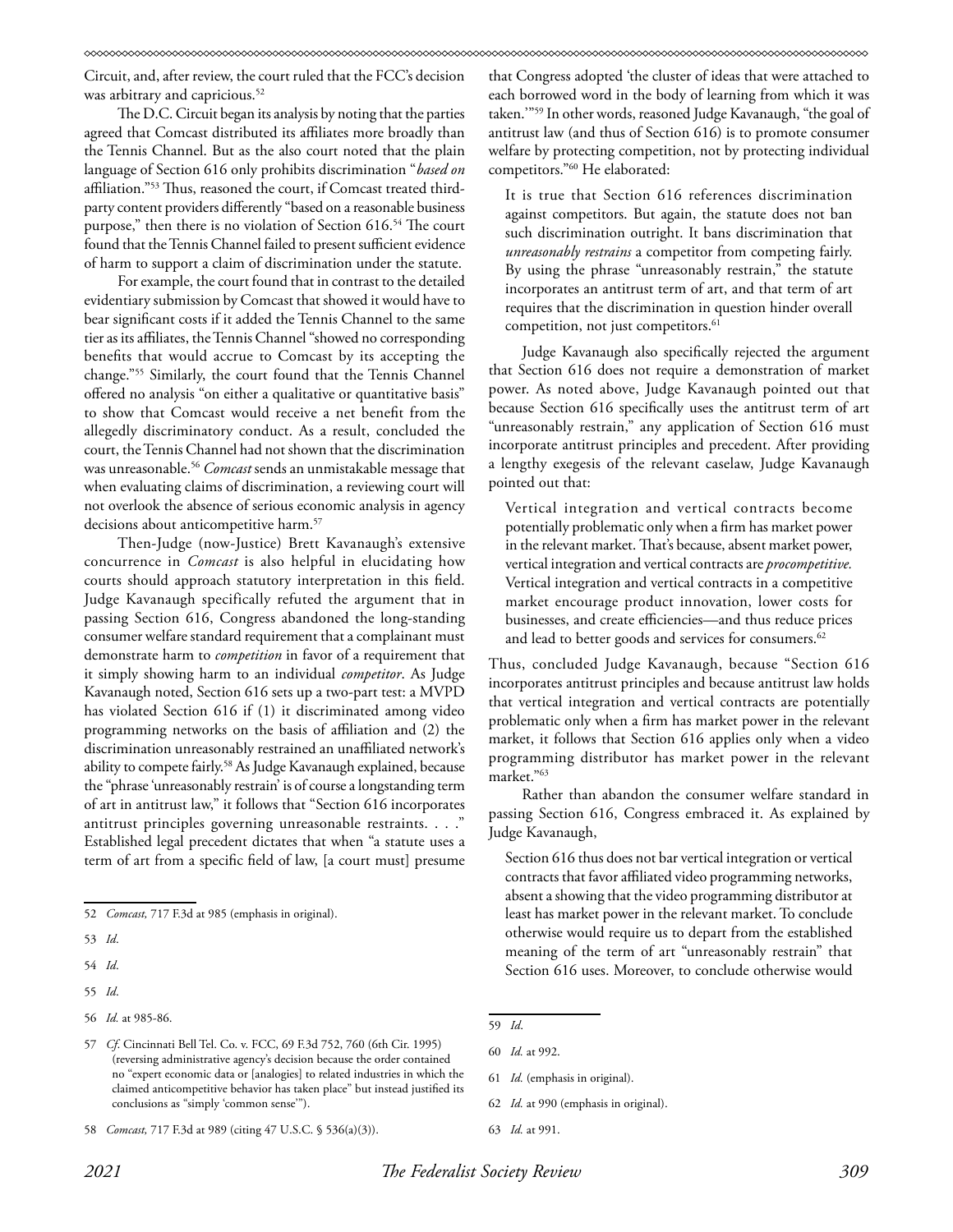Circuit, and, after review, the court ruled that the FCC's decision was arbitrary and capricious.[52]

The D.C. Circuit began its analysis by noting that the parties agreed that Comcast distributed its affiliates more broadly than the Tennis Channel. But as the also court noted that the plain language of Section 616 only prohibits discrimination "*based on* affiliation."[53] Thus, reasoned the court, if Comcast treated third-party content providers differently "based on a reasonable business purpose," then there is no violation of Section 616.[54] The court found that the Tennis Channel failed to present sufficient evidence of harm to support a claim of discrimination under the statute.

For example, the court found that in contrast to the detailed evidentiary submission by Comcast that showed it would have to bear significant costs if it added the Tennis Channel to the same tier as its affiliates, the Tennis Channel "showed no corresponding benefits that would accrue to Comcast by its accepting the change."[55] Similarly, the court found that the Tennis Channel offered no analysis "on either a qualitative or quantitative basis" to show that Comcast would receive a net benefit from the allegedly discriminatory conduct. As a result, concluded the court, the Tennis Channel had not shown that the discrimination was unreasonable.[56] *Comcast* sends an unmistakable message that when evaluating claims of discrimination, a reviewing court will not overlook the absence of serious economic analysis in agency decisions about anticompetitive harm.[57]

Then-Judge (now-Justice) Brett Kavanaugh's extensive concurrence in *Comcast* is also helpful in elucidating how courts should approach statutory interpretation in this field. Judge Kavanaugh specifically refuted the argument that in passing Section 616, Congress abandoned the long-standing consumer welfare standard requirement that a complainant must demonstrate harm to *competition* in favor of a requirement that it simply showing harm to an individual *competitor*. As Judge Kavanaugh noted, Section 616 sets up a two-part test: a MVPD has violated Section 616 if (1) it discriminated among video programming networks on the basis of affiliation and (2) the discrimination unreasonably restrained an unaffiliated network's ability to compete fairly.[58] As Judge Kavanaugh explained, because the "phrase 'unreasonably restrain' is of course a longstanding term of art in antitrust law," it follows that "Section 616 incorporates antitrust principles governing unreasonable restraints. . . ." Established legal precedent dictates that when "a statute uses a term of art from a specific field of law, [a court must] presume that Congress adopted 'the cluster of ideas that were attached to each borrowed word in the body of learning from which it was taken.'"[59] In other words, reasoned Judge Kavanaugh, "the goal of antitrust law (and thus of Section 616) is to promote consumer welfare by protecting competition, not by protecting individual competitors."[60] He elaborated:

> It is true that Section 616 references discrimination against competitors. But again, the statute does not ban such discrimination outright. It bans discrimination that *unreasonably restrains* a competitor from competing fairly. By using the phrase "unreasonably restrain," the statute incorporates an antitrust term of art, and that term of art requires that the discrimination in question hinder overall competition, not just competitors.[61]

Judge Kavanaugh also specifically rejected the argument that Section 616 does not require a demonstration of market power. As noted above, Judge Kavanaugh pointed out that because Section 616 specifically uses the antitrust term of art "unreasonably restrain," any application of Section 616 must incorporate antitrust principles and precedent. After providing a lengthy exegesis of the relevant caselaw, Judge Kavanaugh pointed out that:

> Vertical integration and vertical contracts become potentially problematic only when a firm has market power in the relevant market. That's because, absent market power, vertical integration and vertical contracts are *procompetitive.* Vertical integration and vertical contracts in a competitive market encourage product innovation, lower costs for businesses, and create efficiencies—and thus reduce prices and lead to better goods and services for consumers.[62]

Thus, concluded Judge Kavanaugh, because "Section 616 incorporates antitrust principles and because antitrust law holds that vertical integration and vertical contracts are potentially problematic only when a firm has market power in the relevant market, it follows that Section 616 applies only when a video programming distributor has market power in the relevant market."[63]

Rather than abandon the consumer welfare standard in passing Section 616, Congress embraced it. As explained by Judge Kavanaugh,

> Section 616 thus does not bar vertical integration or vertical contracts that favor affiliated video programming networks, absent a showing that the video programming distributor at least has market power in the relevant market. To conclude otherwise would require us to depart from the established meaning of the term of art "unreasonably restrain" that Section 616 uses. Moreover, to conclude otherwise would

---

52 *Comcast,* 717 F.3d at 985 (emphasis in original).

53 *Id*.

54 *Id*.

55 *Id*.

56 *Id.* at 985-86.

57 *Cf.* Cincinnati Bell Tel. Co. v. FCC, 69 F.3d 752, 760 (6th Cir. 1995) (reversing administrative agency's decision because the order contained no "expert economic data or [analogies] to related industries in which the claimed anticompetitive behavior has taken place" but instead justified its conclusions as "simply 'common sense'").

58 *Comcast,* 717 F.3d at 989 (citing 47 U.S.C. § 536(a)(3)).

59 *Id*.

60 *Id.* at 992.

61 *Id.* (emphasis in original).

62 *Id.* at 990 (emphasis in original).

63 *Id.* at 991.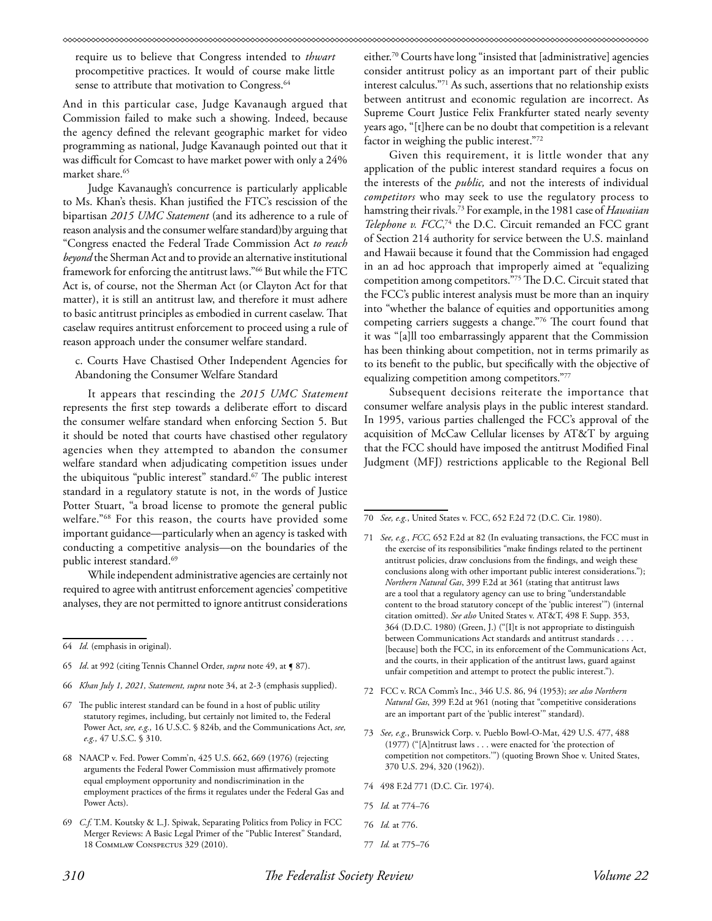require us to believe that Congress intended to *thwart* procompetitive practices. It would of course make little sense to attribute that motivation to Congress.[64]

And in this particular case, Judge Kavanaugh argued that Commission failed to make such a showing. Indeed, because the agency defined the relevant geographic market for video programming as national, Judge Kavanaugh pointed out that it was difficult for Comcast to have market power with only a 24% market share.[65]

Judge Kavanaugh's concurrence is particularly applicable to Ms. Khan's thesis. Khan justified the FTC's rescission of the bipartisan *2015 UMC Statement* (and its adherence to a rule of reason analysis and the consumer welfare standard)by arguing that "Congress enacted the Federal Trade Commission Act *to reach beyond* the Sherman Act and to provide an alternative institutional framework for enforcing the antitrust laws."[66] But while the FTC Act is, of course, not the Sherman Act (or Clayton Act for that matter), it is still an antitrust law, and therefore it must adhere to basic antitrust principles as embodied in current caselaw. That caselaw requires antitrust enforcement to proceed using a rule of reason approach under the consumer welfare standard.

c. Courts Have Chastised Other Independent Agencies for Abandoning the Consumer Welfare Standard

It appears that rescinding the *2015 UMC Statement* represents the first step towards a deliberate effort to discard the consumer welfare standard when enforcing Section 5. But it should be noted that courts have chastised other regulatory agencies when they attempted to abandon the consumer welfare standard when adjudicating competition issues under the ubiquitous "public interest" standard.[67] The public interest standard in a regulatory statute is not, in the words of Justice Potter Stuart, "a broad license to promote the general public welfare."[68] For this reason, the courts have provided some important guidance—particularly when an agency is tasked with conducting a competitive analysis—on the boundaries of the public interest standard.[69]

While independent administrative agencies are certainly not required to agree with antitrust enforcement agencies' competitive analyses, they are not permitted to ignore antitrust considerations either.[70] Courts have long "insisted that [administrative] agencies consider antitrust policy as an important part of their public interest calculus."[71] As such, assertions that no relationship exists between antitrust and economic regulation are incorrect. As Supreme Court Justice Felix Frankfurter stated nearly seventy years ago, "[t]here can be no doubt that competition is a relevant factor in weighing the public interest."[72]

Given this requirement, it is little wonder that any application of the public interest standard requires a focus on the interests of the *public,* and not the interests of individual *competitors* who may seek to use the regulatory process to hamstring their rivals.[73] For example, in the 1981 case of *Hawaiian Telephone v. FCC*,[74] the D.C. Circuit remanded an FCC grant of Section 214 authority for service between the U.S. mainland and Hawaii because it found that the Commission had engaged in an ad hoc approach that improperly aimed at "equalizing competition among competitors."[75] The D.C. Circuit stated that the FCC's public interest analysis must be more than an inquiry into "whether the balance of equities and opportunities among competing carriers suggests a change."[76] The court found that it was "[a]ll too embarrassingly apparent that the Commission has been thinking about competition, not in terms primarily as to its benefit to the public, but specifically with the objective of equalizing competition among competitors."[77]

Subsequent decisions reiterate the importance that consumer welfare analysis plays in the public interest standard. In 1995, various parties challenged the FCC's approval of the acquisition of McCaw Cellular licenses by AT&T by arguing that the FCC should have imposed the antitrust Modified Final Judgment (MFJ) restrictions applicable to the Regional Bell

---

64 *Id.* (emphasis in original).

65 *Id*. at 992 (citing Tennis Channel Order, *supra* note 49, at ¶ 87).

66 *Khan July 1, 2021, Statement, supra* note 34, at 2-3 (emphasis supplied).

67 The public interest standard can be found in a host of public utility statutory regimes, including, but certainly not limited to, the Federal Power Act, *see, e.g.,* 16 U.S.C. § 824b, and the Communications Act, *see, e.g.,* 47 U.S.C. § 310.

68 NAACP v. Fed. Power Comm'n, 425 U.S. 662, 669 (1976) (rejecting arguments the Federal Power Commission must affirmatively promote equal employment opportunity and nondiscrimination in the employment practices of the firms it regulates under the Federal Gas and Power Acts).

69 *C.f.* T.M. Koutsky & L.J. Spiwak, Separating Politics from Policy in FCC Merger Reviews: A Basic Legal Primer of the "Public Interest" Standard, 18 Commlaw Conspectus 329 (2010).

70 *See, e.g.*, United States v. FCC, 652 F.2d 72 (D.C. Cir. 1980).

71 *See, e.g.*, *FCC,* 652 F.2d at 82 (In evaluating transactions, the FCC must in the exercise of its responsibilities "make findings related to the pertinent antitrust policies, draw conclusions from the findings, and weigh these conclusions along with other important public interest considerations."); *Northern Natural Gas*, 399 F.2d at 361 (stating that antitrust laws are a tool that a regulatory agency can use to bring "understandable content to the broad statutory concept of the 'public interest'") (internal citation omitted). *See also* United States v. AT&T, 498 F. Supp. 353, 364 (D.D.C. 1980) (Green, J.) ("[I]t is not appropriate to distinguish between Communications Act standards and antitrust standards . . . . [because] both the FCC, in its enforcement of the Communications Act, and the courts, in their application of the antitrust laws, guard against unfair competition and attempt to protect the public interest.").

72 FCC v. RCA Comm's Inc., 346 U.S. 86, 94 (1953); *see also Northern Natural Gas*, 399 F.2d at 961 (noting that "competitive considerations are an important part of the 'public interest'" standard).

73 *See, e.g.*, Brunswick Corp. v. Pueblo Bowl-O-Mat, 429 U.S. 477, 488 (1977) ("[A]ntitrust laws . . . were enacted for 'the protection of competition not competitors.'") (quoting Brown Shoe v. United States, 370 U.S. 294, 320 (1962)).

74 498 F.2d 771 (D.C. Cir. 1974).

75 *Id.* at 774–76

76 *Id.* at 776.

77 *Id.* at 775–76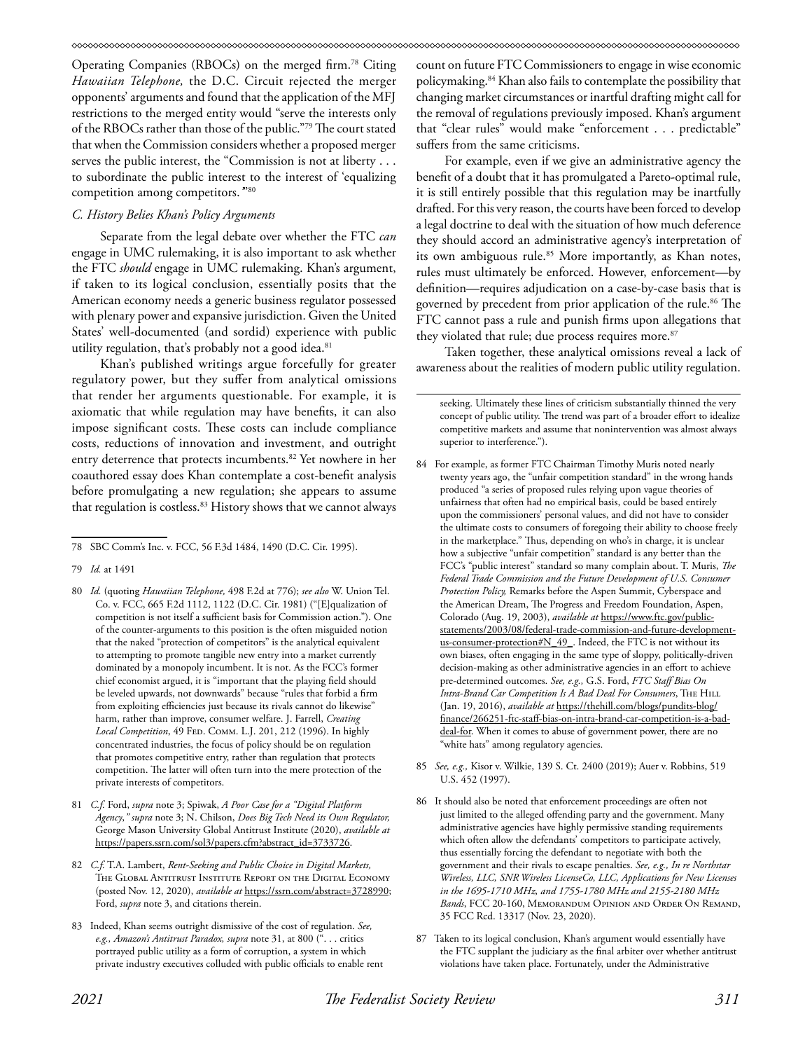Operating Companies (RBOCs) on the merged firm.[78] Citing *Hawaiian Telephone,* the D.C. Circuit rejected the merger opponents' arguments and found that the application of the MFJ restrictions to the merged entity would "serve the interests only of the RBOCs rather than those of the public."[79] The court stated that when the Commission considers whether a proposed merger serves the public interest, the "Commission is not at liberty . . . to subordinate the public interest to the interest of 'equalizing competition among competitors.'"[80]

### *C. History Belies Khan's Policy Arguments*

Separate from the legal debate over whether the FTC *can* engage in UMC rulemaking, it is also important to ask whether the FTC *should* engage in UMC rulemaking. Khan's argument, if taken to its logical conclusion, essentially posits that the American economy needs a generic business regulator possessed with plenary power and expansive jurisdiction. Given the United States' well-documented (and sordid) experience with public utility regulation, that's probably not a good idea.[81]

Khan's published writings argue forcefully for greater regulatory power, but they suffer from analytical omissions that render her arguments questionable. For example, it is axiomatic that while regulation may have benefits, it can also impose significant costs. These costs can include compliance costs, reductions of innovation and investment, and outright entry deterrence that protects incumbents.[82] Yet nowhere in her coauthored essay does Khan contemplate a cost-benefit analysis before promulgating a new regulation; she appears to assume that regulation is costless.[83] History shows that we cannot always count on future FTC Commissioners to engage in wise economic policymaking.[84] Khan also fails to contemplate the possibility that changing market circumstances or inartful drafting might call for the removal of regulations previously imposed. Khan's argument that "clear rules" would make "enforcement . . . predictable" suffers from the same criticisms.

For example, even if we give an administrative agency the benefit of a doubt that it has promulgated a Pareto-optimal rule, it is still entirely possible that this regulation may be inartfully drafted. For this very reason, the courts have been forced to develop a legal doctrine to deal with the situation of how much deference they should accord an administrative agency's interpretation of its own ambiguous rule.[85] More importantly, as Khan notes, rules must ultimately be enforced. However, enforcement—by definition—requires adjudication on a case-by-case basis that is governed by precedent from prior application of the rule.[86] The FTC cannot pass a rule and punish firms upon allegations that they violated that rule; due process requires more.[87]

Taken together, these analytical omissions reveal a lack of awareness about the realities of modern public utility regulation.

---

78 SBC Comm's Inc. v. FCC, 56 F.3d 1484, 1490 (D.C. Cir. 1995).

79 *Id.* at 1491

80 *Id.* (quoting *Hawaiian Telephone,* 498 F.2d at 776); *see also* W. Union Tel. Co. v. FCC, 665 F.2d 1112, 1122 (D.C. Cir. 1981) ("[E]qualization of competition is not itself a sufficient basis for Commission action."). One of the counter-arguments to this position is the often misguided notion that the naked "protection of competitors" is the analytical equivalent to attempting to promote tangible new entry into a market currently dominated by a monopoly incumbent. It is not. As the FCC's former chief economist argued, it is "important that the playing field should be leveled upwards, not downwards" because "rules that forbid a firm from exploiting efficiencies just because its rivals cannot do likewise" harm, rather than improve, consumer welfare. J. Farrell, *Creating Local Competition*, 49 Fed. Comm. L.J. 201, 212 (1996). In highly concentrated industries, the focus of policy should be on regulation that promotes competitive entry, rather than regulation that protects competition. The latter will often turn into the mere protection of the private interests of competitors.

81 *C.f.* Ford, *supra* note 3; Spiwak, *A Poor Case for a "Digital Platform Agency*,*" supra* note 3; N. Chilson, *Does Big Tech Need its Own Regulator,* George Mason University Global Antitrust Institute (2020), *available at* https://papers.ssrn.com/sol3/papers.cfm?abstract_id=3733726.

82 *C.f.* T.A. Lambert, *Rent-Seeking and Public Choice in Digital Markets,* The Global Antitrust Institute Report on the Digital Economy (posted Nov. 12, 2020), *available at* https://ssrn.com/abstract=3728990; Ford, *supra* note 3, and citations therein.

83 Indeed, Khan seems outright dismissive of the cost of regulation. *See, e.g., Amazon's Antitrust Paradox, supra* note 31, at 800 (". . . critics portrayed public utility as a form of corruption, a system in which private industry executives colluded with public officials to enable rent seeking. Ultimately these lines of criticism substantially thinned the very concept of public utility. The trend was part of a broader effort to idealize competitive markets and assume that nonintervention was almost always superior to interference.").

84 For example, as former FTC Chairman Timothy Muris noted nearly twenty years ago, the "unfair competition standard" in the wrong hands produced "a series of proposed rules relying upon vague theories of unfairness that often had no empirical basis, could be based entirely upon the commissioners' personal values, and did not have to consider the ultimate costs to consumers of foregoing their ability to choose freely in the marketplace." Thus, depending on who's in charge, it is unclear how a legislative "unfair competition" standard is any better than the FCC's "public interest" standard so many complain about. T. Muris, *The Federal Trade Commission and the Future Development of U.S. Consumer Protection Policy,* Remarks before the Aspen Summit, Cyberspace and the American Dream, The Progress and Freedom Foundation, Aspen, Colorado (Aug. 19, 2003), *available at* https://www.ftc.gov/public-statements/2003/08/federal-trade-commission-and-future-development-us-consumer-protection#N_49_. Indeed, the FTC is not without its own biases, often engaging in the same type of sloppy, politically-driven decision-making as other administrative agencies in an effort to achieve pre-determined outcomes. *See, e.g.,* G.S. Ford, *FTC Staff Bias On Intra-Brand Car Competition Is A Bad Deal For Consumers*, The Hill (Jan. 19, 2016), *available at* https://thehill.com/blogs/pundits-blog/finance/266251-ftc-staff-bias-on-intra-brand-car-competition-is-a-bad-deal-for. When it comes to abuse of government power, there are no "white hats" among regulatory agencies.

85 *See, e.g.,* Kisor v. Wilkie, 139 S. Ct. 2400 (2019); Auer v. Robbins, 519 U.S. 452 (1997).

86 It should also be noted that enforcement proceedings are often not just limited to the alleged offending party and the government. Many administrative agencies have highly permissive standing requirements which often allow the defendants' competitors to participate actively, thus essentially forcing the defendant to negotiate with both the government and their rivals to escape penalties. *See, e.g., In re Northstar Wireless, LLC, SNR Wireless LicenseCo, LLC, Applications for New Licenses in the 1695-1710 MHz, and 1755-1780 MHz and 2155-2180 MHz Bands*, FCC 20-160, Memorandum Opinion and Order On Remand, 35 FCC Rcd. 13317 (Nov. 23, 2020).

87 Taken to its logical conclusion, Khan's argument would essentially have the FTC supplant the judiciary as the final arbiter over whether antitrust violations have taken place. Fortunately, under the Administrative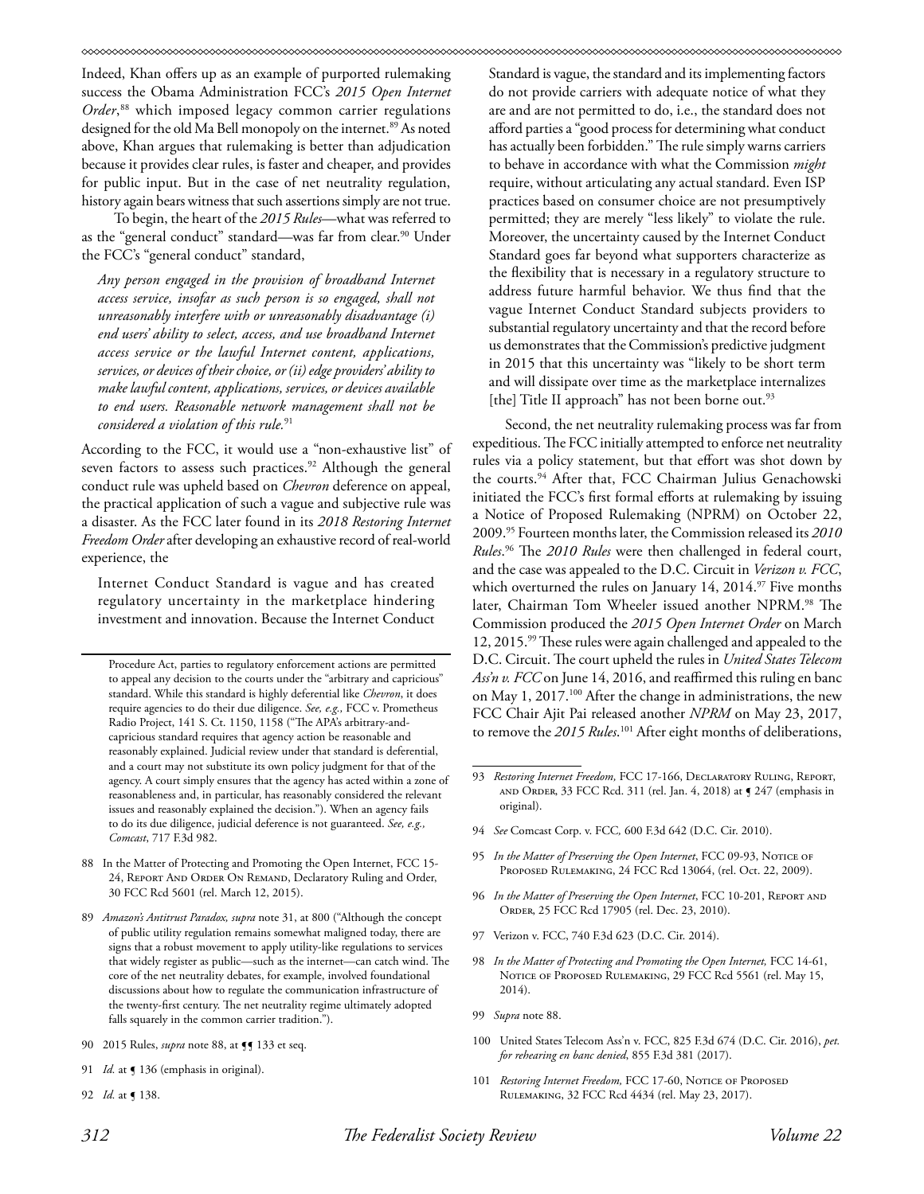Indeed, Khan offers up as an example of purported rulemaking success the Obama Administration FCC's *2015 Open Internet Order*,[88] which imposed legacy common carrier regulations designed for the old Ma Bell monopoly on the internet.[89] As noted above, Khan argues that rulemaking is better than adjudication because it provides clear rules, is faster and cheaper, and provides for public input. But in the case of net neutrality regulation, history again bears witness that such assertions simply are not true.

To begin, the heart of the *2015 Rules*—what was referred to as the "general conduct" standard—was far from clear.[90] Under the FCC's "general conduct" standard,

> *Any person engaged in the provision of broadband Internet access service, insofar as such person is so engaged, shall not unreasonably interfere with or unreasonably disadvantage (i) end users' ability to select, access, and use broadband Internet access service or the lawful Internet content, applications, services, or devices of their choice, or (ii) edge providers' ability to make lawful content, applications, services, or devices available to end users. Reasonable network management shall not be considered a violation of this rule.*[91]

According to the FCC, it would use a "non-exhaustive list" of seven factors to assess such practices.[92] Although the general conduct rule was upheld based on *Chevron* deference on appeal, the practical application of such a vague and subjective rule was a disaster. As the FCC later found in its *2018 Restoring Internet Freedom Order* after developing an exhaustive record of real-world experience, the

> Internet Conduct Standard is vague and has created regulatory uncertainty in the marketplace hindering investment and innovation. Because the Internet Conduct Standard is vague, the standard and its implementing factors do not provide carriers with adequate notice of what they are and are not permitted to do, i.e., the standard does not afford parties a "good process for determining what conduct has actually been forbidden." The rule simply warns carriers to behave in accordance with what the Commission *might* require, without articulating any actual standard. Even ISP practices based on consumer choice are not presumptively permitted; they are merely "less likely" to violate the rule. Moreover, the uncertainty caused by the Internet Conduct Standard goes far beyond what supporters characterize as the flexibility that is necessary in a regulatory structure to address future harmful behavior. We thus find that the vague Internet Conduct Standard subjects providers to substantial regulatory uncertainty and that the record before us demonstrates that the Commission's predictive judgment in 2015 that this uncertainty was "likely to be short term and will dissipate over time as the marketplace internalizes [the] Title II approach" has not been borne out.[93]

Second, the net neutrality rulemaking process was far from expeditious. The FCC initially attempted to enforce net neutrality rules via a policy statement, but that effort was shot down by the courts.[94] After that, FCC Chairman Julius Genachowski initiated the FCC's first formal efforts at rulemaking by issuing a Notice of Proposed Rulemaking (NPRM) on October 22, 2009.[95] Fourteen months later, the Commission released its *2010 Rules*.[96] The *2010 Rules* were then challenged in federal court, and the case was appealed to the D.C. Circuit in *Verizon v. FCC*, which overturned the rules on January 14, 2014.[97] Five months later, Chairman Tom Wheeler issued another NPRM.[98] The Commission produced the *2015 Open Internet Order* on March 12, 2015.[99] These rules were again challenged and appealed to the D.C. Circuit. The court upheld the rules in *United States Telecom Ass'n v. FCC* on June 14, 2016, and reaffirmed this ruling en banc on May 1, 2017.[100] After the change in administrations, the new FCC Chair Ajit Pai released another *NPRM* on May 23, 2017, to remove the *2015 Rules*.[101] After eight months of deliberations,

---

Procedure Act, parties to regulatory enforcement actions are permitted to appeal any decision to the courts under the "arbitrary and capricious" standard. While this standard is highly deferential like *Chevron*, it does require agencies to do their due diligence. *See, e.g.,* FCC v. Prometheus Radio Project, 141 S. Ct. 1150, 1158 ("The APA's arbitrary-and-capricious standard requires that agency action be reasonable and reasonably explained. Judicial review under that standard is deferential, and a court may not substitute its own policy judgment for that of the agency. A court simply ensures that the agency has acted within a zone of reasonableness and, in particular, has reasonably considered the relevant issues and reasonably explained the decision."). When an agency fails to do its due diligence, judicial deference is not guaranteed. *See, e.g., Comcast*, 717 F.3d 982.

88 In the Matter of Protecting and Promoting the Open Internet, FCC 15-24, Report And Order On Remand, Declaratory Ruling and Order, 30 FCC Rcd 5601 (rel. March 12, 2015).

89 *Amazon's Antitrust Paradox, supra* note 31, at 800 ("Although the concept of public utility regulation remains somewhat maligned today, there are signs that a robust movement to apply utility-like regulations to services that widely register as public—such as the internet—can catch wind. The core of the net neutrality debates, for example, involved foundational discussions about how to regulate the communication infrastructure of the twenty-first century. The net neutrality regime ultimately adopted falls squarely in the common carrier tradition.").

90 2015 Rules, *supra* note 88, at ¶¶ 133 et seq.

91 *Id.* at ¶ 136 (emphasis in original).

92 *Id.* at ¶ 138.

93 *Restoring Internet Freedom,* FCC 17-166, Declaratory Ruling, Report, and Order, 33 FCC Rcd. 311 (rel. Jan. 4, 2018) at ¶ 247 (emphasis in original).

94 *See* Comcast Corp. v. FCC*,* 600 F.3d 642 (D.C. Cir. 2010).

95 *In the Matter of Preserving the Open Internet*, FCC 09-93, Notice of Proposed Rulemaking, 24 FCC Rcd 13064, (rel. Oct. 22, 2009).

96 *In the Matter of Preserving the Open Internet*, FCC 10-201, Report and Order, 25 FCC Rcd 17905 (rel. Dec. 23, 2010).

97 Verizon v. FCC, 740 F.3d 623 (D.C. Cir. 2014).

98 *In the Matter of Protecting and Promoting the Open Internet,* FCC 14-61, Notice of Proposed Rulemaking, 29 FCC Rcd 5561 (rel. May 15, 2014).

99 *Supra* note 88.

100 United States Telecom Ass'n v. FCC, 825 F.3d 674 (D.C. Cir. 2016), *pet. for rehearing en banc denied*, 855 F.3d 381 (2017).

101 *Restoring Internet Freedom,* FCC 17-60, Notice of Proposed Rulemaking, 32 FCC Rcd 4434 (rel. May 23, 2017).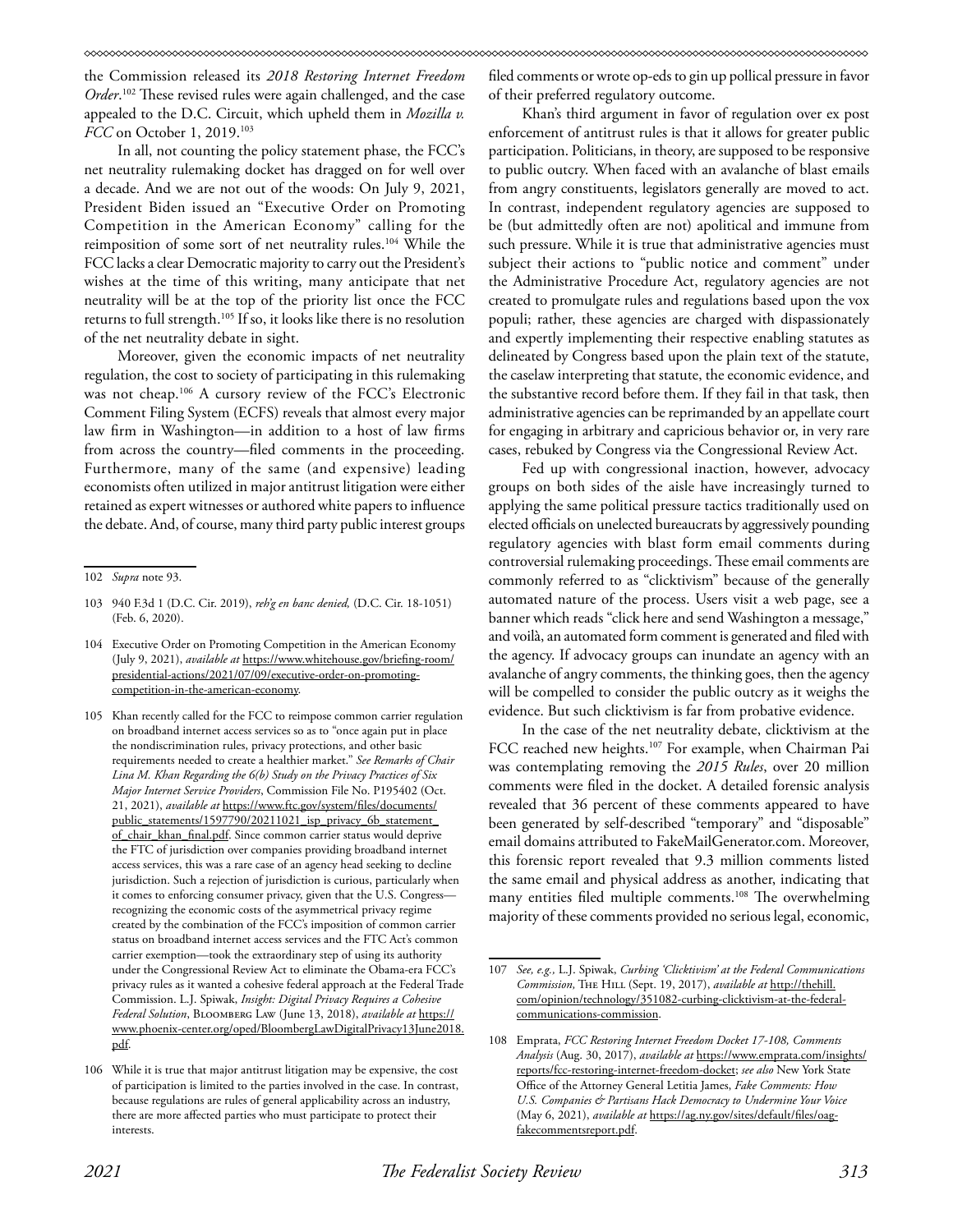the Commission released its *2018 Restoring Internet Freedom Order*.[102] These revised rules were again challenged, and the case appealed to the D.C. Circuit, which upheld them in *Mozilla v. FCC* on October 1, 2019.[103]

In all, not counting the policy statement phase, the FCC's net neutrality rulemaking docket has dragged on for well over a decade. And we are not out of the woods: On July 9, 2021, President Biden issued an "Executive Order on Promoting Competition in the American Economy" calling for the reimposition of some sort of net neutrality rules.[104] While the FCC lacks a clear Democratic majority to carry out the President's wishes at the time of this writing, many anticipate that net neutrality will be at the top of the priority list once the FCC returns to full strength.[105] If so, it looks like there is no resolution of the net neutrality debate in sight.

Moreover, given the economic impacts of net neutrality regulation, the cost to society of participating in this rulemaking was not cheap.[106] A cursory review of the FCC's Electronic Comment Filing System (ECFS) reveals that almost every major law firm in Washington—in addition to a host of law firms from across the country—filed comments in the proceeding. Furthermore, many of the same (and expensive) leading economists often utilized in major antitrust litigation were either retained as expert witnesses or authored white papers to influence the debate. And, of course, many third party public interest groups filed comments or wrote op-eds to gin up pollical pressure in favor of their preferred regulatory outcome.

Khan's third argument in favor of regulation over ex post enforcement of antitrust rules is that it allows for greater public participation. Politicians, in theory, are supposed to be responsive to public outcry. When faced with an avalanche of blast emails from angry constituents, legislators generally are moved to act. In contrast, independent regulatory agencies are supposed to be (but admittedly often are not) apolitical and immune from such pressure. While it is true that administrative agencies must subject their actions to "public notice and comment" under the Administrative Procedure Act, regulatory agencies are not created to promulgate rules and regulations based upon the vox populi; rather, these agencies are charged with dispassionately and expertly implementing their respective enabling statutes as delineated by Congress based upon the plain text of the statute, the caselaw interpreting that statute, the economic evidence, and the substantive record before them. If they fail in that task, then administrative agencies can be reprimanded by an appellate court for engaging in arbitrary and capricious behavior or, in very rare cases, rebuked by Congress via the Congressional Review Act.

Fed up with congressional inaction, however, advocacy groups on both sides of the aisle have increasingly turned to applying the same political pressure tactics traditionally used on elected officials on unelected bureaucrats by aggressively pounding regulatory agencies with blast form email comments during controversial rulemaking proceedings. These email comments are commonly referred to as "clicktivism" because of the generally automated nature of the process. Users visit a web page, see a banner which reads "click here and send Washington a message," and voilà, an automated form comment is generated and filed with the agency. If advocacy groups can inundate an agency with an avalanche of angry comments, the thinking goes, then the agency will be compelled to consider the public outcry as it weighs the evidence. But such clicktivism is far from probative evidence.

In the case of the net neutrality debate, clicktivism at the FCC reached new heights.[107] For example, when Chairman Pai was contemplating removing the *2015 Rules*, over 20 million comments were filed in the docket. A detailed forensic analysis revealed that 36 percent of these comments appeared to have been generated by self-described "temporary" and "disposable" email domains attributed to FakeMailGenerator.com. Moreover, this forensic report revealed that 9.3 million comments listed the same email and physical address as another, indicating that many entities filed multiple comments.[108] The overwhelming majority of these comments provided no serious legal, economic,

---

102 *Supra* note 93.

103 940 F.3d 1 (D.C. Cir. 2019), *reh'g en banc denied,* (D.C. Cir. 18-1051) (Feb. 6, 2020).

104 Executive Order on Promoting Competition in the American Economy (July 9, 2021), *available at* https://www.whitehouse.gov/briefing-room/presidential-actions/2021/07/09/executive-order-on-promoting-competition-in-the-american-economy.

105 Khan recently called for the FCC to reimpose common carrier regulation on broadband internet access services so as to "once again put in place the nondiscrimination rules, privacy protections, and other basic requirements needed to create a healthier market." *See Remarks of Chair Lina M. Khan Regarding the 6(b) Study on the Privacy Practices of Six Major Internet Service Providers*, Commission File No. P195402 (Oct. 21, 2021), *available at* https://www.ftc.gov/system/files/documents/public_statements/1597790/20211021_isp_privacy_6b_statement_of_chair_khan_final.pdf. Since common carrier status would deprive the FTC of jurisdiction over companies providing broadband internet access services, this was a rare case of an agency head seeking to decline jurisdiction. Such a rejection of jurisdiction is curious, particularly when it comes to enforcing consumer privacy, given that the U.S. Congress—recognizing the economic costs of the asymmetrical privacy regime created by the combination of the FCC's imposition of common carrier status on broadband internet access services and the FTC Act's common carrier exemption—took the extraordinary step of using its authority under the Congressional Review Act to eliminate the Obama-era FCC's privacy rules as it wanted a cohesive federal approach at the Federal Trade Commission. L.J. Spiwak, *Insight: Digital Privacy Requires a Cohesive Federal Solution*, Bloomberg Law (June 13, 2018), *available at* https://www.phoenix-center.org/oped/BloombergLawDigitalPrivacy13June2018.pdf.

106 While it is true that major antitrust litigation may be expensive, the cost of participation is limited to the parties involved in the case. In contrast, because regulations are rules of general applicability across an industry, there are more affected parties who must participate to protect their interests.

107 *See, e.g.,* L.J. Spiwak, *Curbing 'Clicktivism' at the Federal Communications Commission,* The Hill (Sept. 19, 2017), *available at* http://thehill.com/opinion/technology/351082-curbing-clicktivism-at-the-federal-communications-commission.

108 Emprata, *FCC Restoring Internet Freedom Docket 17-108, Comments Analysis* (Aug. 30, 2017), *available at* https://www.emprata.com/insights/reports/fcc-restoring-internet-freedom-docket; *see also* New York State Office of the Attorney General Letitia James, *Fake Comments: How U.S. Companies & Partisans Hack Democracy to Undermine Your Voice* (May 6, 2021), *available at* https://ag.ny.gov/sites/default/files/oag-fakecommentsreport.pdf.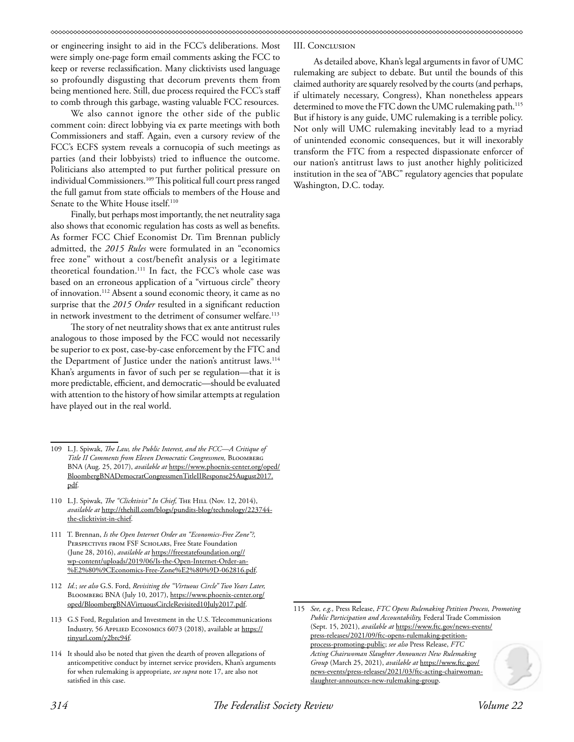or engineering insight to aid in the FCC's deliberations. Most were simply one-page form email comments asking the FCC to keep or reverse reclassification. Many clicktivists used language so profoundly disgusting that decorum prevents them from being mentioned here. Still, due process required the FCC's staff to comb through this garbage, wasting valuable FCC resources.

We also cannot ignore the other side of the public comment coin: direct lobbying via ex parte meetings with both Commissioners and staff. Again, even a cursory review of the FCC's ECFS system reveals a cornucopia of such meetings as parties (and their lobbyists) tried to influence the outcome. Politicians also attempted to put further political pressure on individual Commissioners.[109] This political full court press ranged the full gamut from state officials to members of the House and Senate to the White House itself.[110]

Finally, but perhaps most importantly, the net neutrality saga also shows that economic regulation has costs as well as benefits. As former FCC Chief Economist Dr. Tim Brennan publicly admitted, the *2015 Rules* were formulated in an "economics free zone" without a cost/benefit analysis or a legitimate theoretical foundation.[111] In fact, the FCC's whole case was based on an erroneous application of a "virtuous circle" theory of innovation.[112] Absent a sound economic theory, it came as no surprise that the *2015 Order* resulted in a significant reduction in network investment to the detriment of consumer welfare.[113]

The story of net neutrality shows that ex ante antitrust rules analogous to those imposed by the FCC would not necessarily be superior to ex post, case-by-case enforcement by the FTC and the Department of Justice under the nation's antitrust laws.[114] Khan's arguments in favor of such per se regulation—that it is more predictable, efficient, and democratic—should be evaluated with attention to the history of how similar attempts at regulation have played out in the real world.

## III. Conclusion

As detailed above, Khan's legal arguments in favor of UMC rulemaking are subject to debate. But until the bounds of this claimed authority are squarely resolved by the courts (and perhaps, if ultimately necessary, Congress), Khan nonetheless appears determined to move the FTC down the UMC rulemaking path.[115] But if history is any guide, UMC rulemaking is a terrible policy. Not only will UMC rulemaking inevitably lead to a myriad of unintended economic consequences, but it will inexorably transform the FTC from a respected dispassionate enforcer of our nation's antitrust laws to just another highly politicized institution in the sea of "ABC" regulatory agencies that populate Washington, D.C. today.

---

109 L.J. Spiwak, *The Law, the Public Interest, and the FCC—A Critique of Title II Comments from Eleven Democratic Congressmen,* Bloomberg BNA (Aug. 25, 2017), *available at* https://www.phoenix-center.org/oped/BloombergBNADemocratCongressmenTitleIIResponse25August2017.pdf.

110 L.J. Spiwak, *The "Clicktivist" In Chief,* The Hill (Nov. 12, 2014), *available at* http://thehill.com/blogs/pundits-blog/technology/223744-the-clicktivist-in-chief.

111 T. Brennan, *Is the Open Internet Order an "Economics-Free Zone"?,* Perspectives from FSF Scholars, Free State Foundation (June 28, 2016), *available at* https://freestatefoundation.org//wp-content/uploads/2019/06/Is-the-Open-Internet-Order-an-%E2%80%9CEconomics-Free-Zone%E2%80%9D-062816.pdf.

112 *Id.*; *see also* G.S. Ford, *Revisiting the "Virtuous Circle" Two Years Later,* Bloomberg BNA (July 10, 2017), https://www.phoenix-center.org/oped/BloombergBNAVirtuousCircleRevisited10July2017.pdf.

113 G.S Ford, Regulation and Investment in the U.S. Telecommunications Industry, 56 Applied Economics 6073 (2018), available at https://tinyurl.com/y2brc94f.

114 It should also be noted that given the dearth of proven allegations of anticompetitive conduct by internet service providers, Khan's arguments for when rulemaking is appropriate, *see supra* note 17, are also not satisfied in this case.

115 *See, e.g.,* Press Release, *FTC Opens Rulemaking Petition Process, Promoting Public Participation and Accountability,* Federal Trade Commission (Sept. 15, 2021), *available at* https://www.ftc.gov/news-events/press-releases/2021/09/ftc-opens-rulemaking-petition-process-promoting-public; *see also* Press Release, *FTC Acting Chairwoman Slaughter Announces New Rulemaking Group* (March 25, 2021), *available at* https://www.ftc.gov/news-events/press-releases/2021/03/ftc-acting-chairwoman-slaughter-announces-new-rulemaking-group.